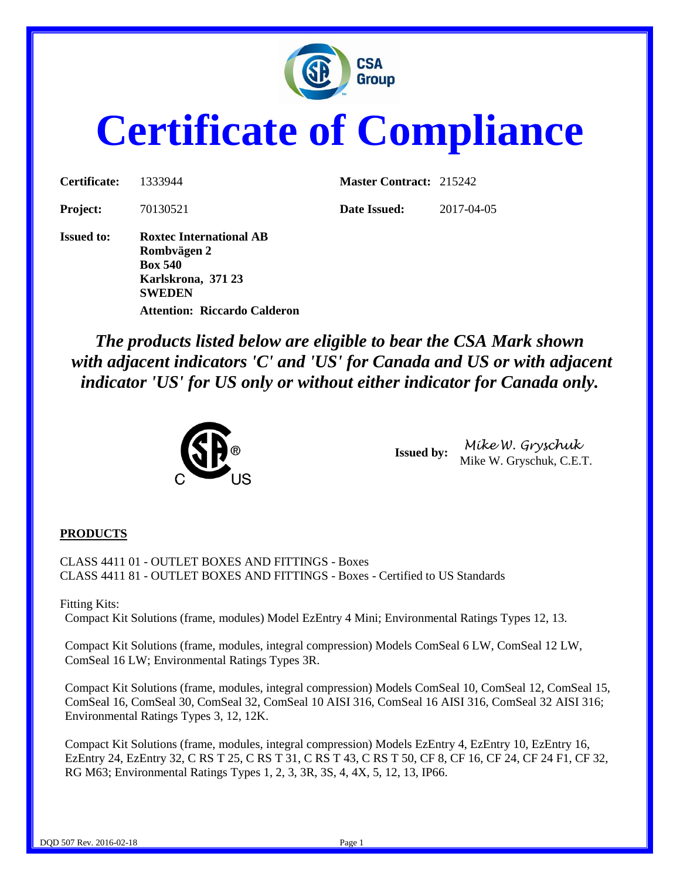# Certificate of Compliance

| | | | |
|---|---|---|---|
| **Certificate:** | 1333944 | **Master Contract:** | 215242 |
| **Project:** | 70130521 | **Date Issued:** | 2017-04-05 |

**Issued to:** **Roxtec International AB**
**Rombvägen 2**
**Box 540**
**Karlskrona, 371 23**
**SWEDEN**
**Attention: Riccardo Calderon**

***The products listed below are eligible to bear the CSA Mark shown with adjacent indicators 'C' and 'US' for Canada and US or with adjacent indicator 'US' for US only or without either indicator for Canada only.***

**Issued by:** *Mike W. Gryschuk*
Mike W. Gryschuk, C.E.T.

## PRODUCTS

CLASS 4411 01 - OUTLET BOXES AND FITTINGS - Boxes
CLASS 4411 81 - OUTLET BOXES AND FITTINGS - Boxes - Certified to US Standards

Fitting Kits:

Compact Kit Solutions (frame, modules) Model EzEntry 4 Mini; Environmental Ratings Types 12, 13.

Compact Kit Solutions (frame, modules, integral compression) Models ComSeal 6 LW, ComSeal 12 LW, ComSeal 16 LW; Environmental Ratings Types 3R.

Compact Kit Solutions (frame, modules, integral compression) Models ComSeal 10, ComSeal 12, ComSeal 15, ComSeal 16, ComSeal 30, ComSeal 32, ComSeal 10 AISI 316, ComSeal 16 AISI 316, ComSeal 32 AISI 316; Environmental Ratings Types 3, 12, 12K.

Compact Kit Solutions (frame, modules, integral compression) Models EzEntry 4, EzEntry 10, EzEntry 16, EzEntry 24, EzEntry 32, C RS T 25, C RS T 31, C RS T 43, C RS T 50, CF 8, CF 16, CF 24, CF 24 F1, CF 32, RG M63; Environmental Ratings Types 1, 2, 3, 3R, 3S, 4, 4X, 5, 12, 13, IP66.

DQD 507 Rev. 2016-02-18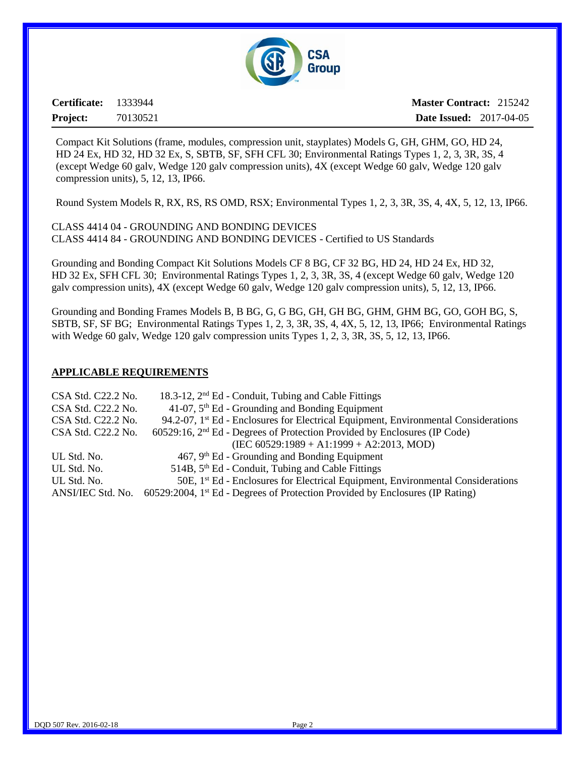| **Certificate:** | 1333944 | **Master Contract:** | 215242 |
| --- | --- | --- | --- |
| **Project:** | 70130521 | **Date Issued:** | 2017-04-05 |

Compact Kit Solutions (frame, modules, compression unit, stayplates) Models G, GH, GHM, GO, HD 24, HD 24 Ex, HD 32, HD 32 Ex, S, SBTB, SF, SFH CFL 30; Environmental Ratings Types 1, 2, 3, 3R, 3S, 4 (except Wedge 60 galv, Wedge 120 galv compression units), 4X (except Wedge 60 galv, Wedge 120 galv compression units), 5, 12, 13, IP66.

Round System Models R, RX, RS, RS OMD, RSX; Environmental Types 1, 2, 3, 3R, 3S, 4, 4X, 5, 12, 13, IP66.

CLASS 4414 04 - GROUNDING AND BONDING DEVICES
CLASS 4414 84 - GROUNDING AND BONDING DEVICES - Certified to US Standards

Grounding and Bonding Compact Kit Solutions Models CF 8 BG, CF 32 BG, HD 24, HD 24 Ex, HD 32, HD 32 Ex, SFH CFL 30; Environmental Ratings Types 1, 2, 3, 3R, 3S, 4 (except Wedge 60 galv, Wedge 120 galv compression units), 4X (except Wedge 60 galv, Wedge 120 galv compression units), 5, 12, 13, IP66.

Grounding and Bonding Frames Models B, B BG, G, G BG, GH, GH BG, GHM, GHM BG, GO, GOH BG, S, SBTB, SF, SF BG; Environmental Ratings Types 1, 2, 3, 3R, 3S, 4, 4X, 5, 12, 13, IP66; Environmental Ratings with Wedge 60 galv, Wedge 120 galv compression units Types 1, 2, 3, 3R, 3S, 5, 12, 13, IP66.

**APPLICABLE REQUIREMENTS**

| | |
| --- | --- |
| CSA Std. C22.2 No. | 18.3-12, 2nd Ed - Conduit, Tubing and Cable Fittings |
| CSA Std. C22.2 No. | 41-07, 5th Ed - Grounding and Bonding Equipment |
| CSA Std. C22.2 No. | 94.2-07, 1st Ed - Enclosures for Electrical Equipment, Environmental Considerations |
| CSA Std. C22.2 No. | 60529:16, 2nd Ed - Degrees of Protection Provided by Enclosures (IP Code) (IEC 60529:1989 + A1:1999 + A2:2013, MOD) |
| UL Std. No. | 467, 9th Ed - Grounding and Bonding Equipment |
| UL Std. No. | 514B, 5th Ed - Conduit, Tubing and Cable Fittings |
| UL Std. No. | 50E, 1st Ed - Enclosures for Electrical Equipment, Environmental Considerations |
| ANSI/IEC Std. No. | 60529:2004, 1st Ed - Degrees of Protection Provided by Enclosures (IP Rating) |

DQD 507 Rev. 2016-02-18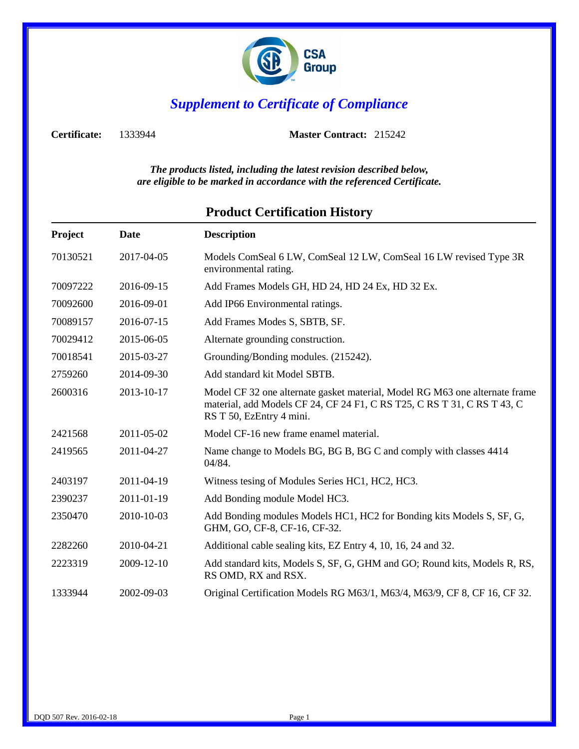# *Supplement to Certificate of Compliance*

**Certificate:** 1333944 **Master Contract:** 215242

***The products listed, including the latest revision described below, are eligible to be marked in accordance with the referenced Certificate.***

## Product Certification History

| Project | Date | Description |
|---|---|---|
| 70130521 | 2017-04-05 | Models ComSeal 6 LW, ComSeal 12 LW, ComSeal 16 LW revised Type 3R environmental rating. |
| 70097222 | 2016-09-15 | Add Frames Models GH, HD 24, HD 24 Ex, HD 32 Ex. |
| 70092600 | 2016-09-01 | Add IP66 Environmental ratings. |
| 70089157 | 2016-07-15 | Add Frames Modes S, SBTB, SF. |
| 70029412 | 2015-06-05 | Alternate grounding construction. |
| 70018541 | 2015-03-27 | Grounding/Bonding modules. (215242). |
| 2759260 | 2014-09-30 | Add standard kit Model SBTB. |
| 2600316 | 2013-10-17 | Model CF 32 one alternate gasket material, Model RG M63 one alternate frame material, add Models CF 24, CF 24 F1, C RS T25, C RS T 31, C RS T 43, C RS T 50, EzEntry 4 mini. |
| 2421568 | 2011-05-02 | Model CF-16 new frame enamel material. |
| 2419565 | 2011-04-27 | Name change to Models BG, BG B, BG C and comply with classes 4414 04/84. |
| 2403197 | 2011-04-19 | Witness tesing of Modules Series HC1, HC2, HC3. |
| 2390237 | 2011-01-19 | Add Bonding module Model HC3. |
| 2350470 | 2010-10-03 | Add Bonding modules Models HC1, HC2 for Bonding kits Models S, SF, G, GHM, GO, CF-8, CF-16, CF-32. |
| 2282260 | 2010-04-21 | Additional cable sealing kits, EZ Entry 4, 10, 16, 24 and 32. |
| 2223319 | 2009-12-10 | Add standard kits, Models S, SF, G, GHM and GO; Round kits, Models R, RS, RS OMD, RX and RSX. |
| 1333944 | 2002-09-03 | Original Certification Models RG M63/1, M63/4, M63/9, CF 8, CF 16, CF 32. |